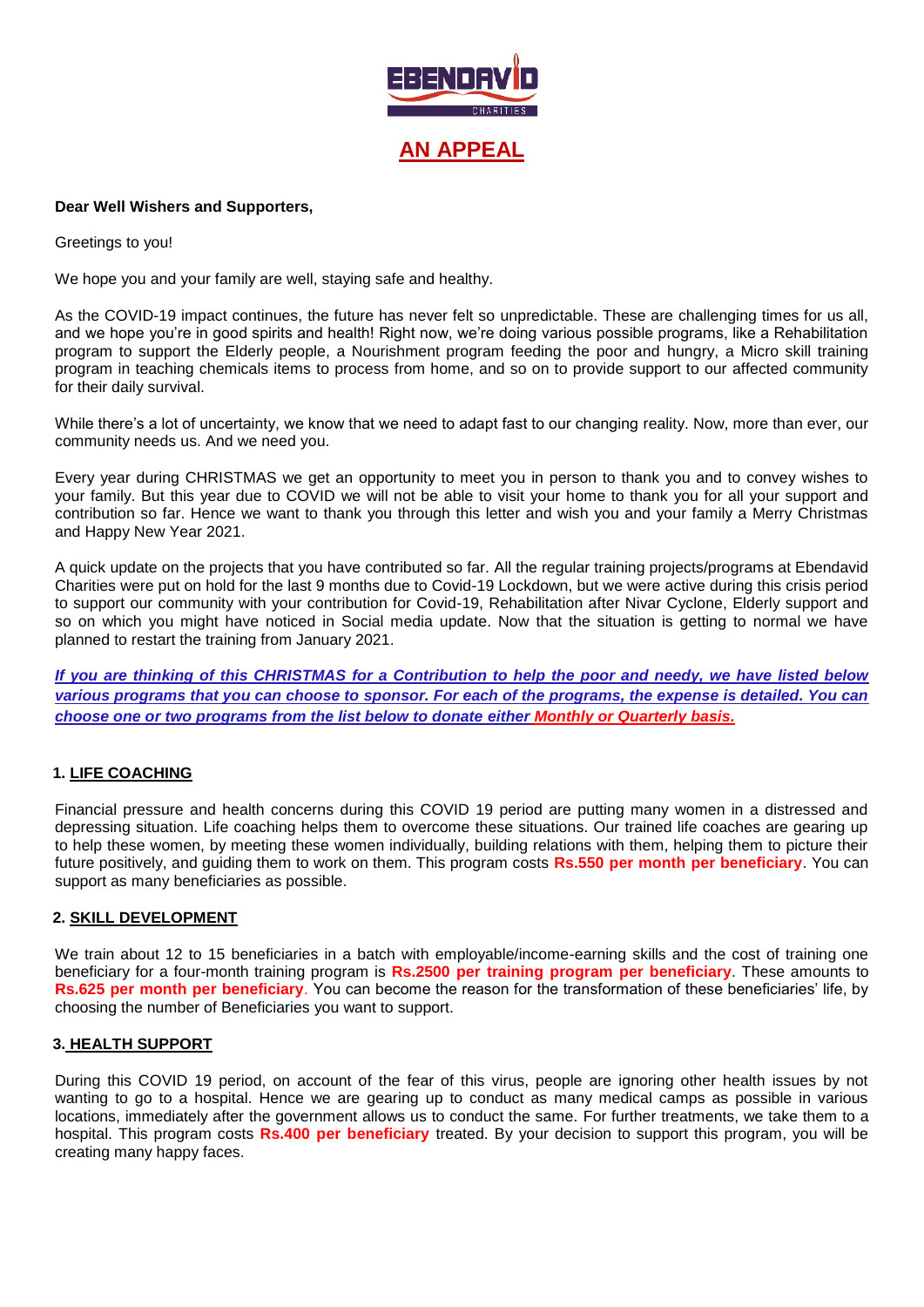EBENDAVID CHARITIES

# AN APPEAL

**Dear Well Wishers and Supporters,**

Greetings to you!

We hope you and your family are well, staying safe and healthy.

As the COVID-19 impact continues, the future has never felt so unpredictable. These are challenging times for us all, and we hope you're in good spirits and health! Right now, we're doing various possible programs, like a Rehabilitation program to support the Elderly people, a Nourishment program feeding the poor and hungry, a Micro skill training program in teaching chemicals items to process from home, and so on to provide support to our affected community for their daily survival.

While there's a lot of uncertainty, we know that we need to adapt fast to our changing reality. Now, more than ever, our community needs us. And we need you.

Every year during CHRISTMAS we get an opportunity to meet you in person to thank you and to convey wishes to your family. But this year due to COVID we will not be able to visit your home to thank you for all your support and contribution so far. Hence we want to thank you through this letter and wish you and your family a Merry Christmas and Happy New Year 2021.

A quick update on the projects that you have contributed so far. All the regular training projects/programs at Ebendavid Charities were put on hold for the last 9 months due to Covid-19 Lockdown, but we were active during this crisis period to support our community with your contribution for Covid-19, Rehabilitation after Nivar Cyclone, Elderly support and so on which you might have noticed in Social media update. Now that the situation is getting to normal we have planned to restart the training from January 2021.

***If you are thinking of this CHRISTMAS for a Contribution to help the poor and needy, we have listed below various programs that you can choose to sponsor. For each of the programs, the expense is detailed. You can choose one or two programs from the list below to donate either Monthly or Quarterly basis.***

### 1. LIFE COACHING

Financial pressure and health concerns during this COVID 19 period are putting many women in a distressed and depressing situation. Life coaching helps them to overcome these situations. Our trained life coaches are gearing up to help these women, by meeting these women individually, building relations with them, helping them to picture their future positively, and guiding them to work on them. This program costs **Rs.550 per month per beneficiary**. You can support as many beneficiaries as possible.

### 2. SKILL DEVELOPMENT

We train about 12 to 15 beneficiaries in a batch with employable/income-earning skills and the cost of training one beneficiary for a four-month training program is **Rs.2500 per training program per beneficiary**. These amounts to **Rs.625 per month per beneficiary**. You can become the reason for the transformation of these beneficiaries' life, by choosing the number of Beneficiaries you want to support.

### 3. HEALTH SUPPORT

During this COVID 19 period, on account of the fear of this virus, people are ignoring other health issues by not wanting to go to a hospital. Hence we are gearing up to conduct as many medical camps as possible in various locations, immediately after the government allows us to conduct the same. For further treatments, we take them to a hospital. This program costs **Rs.400 per beneficiary** treated. By your decision to support this program, you will be creating many happy faces.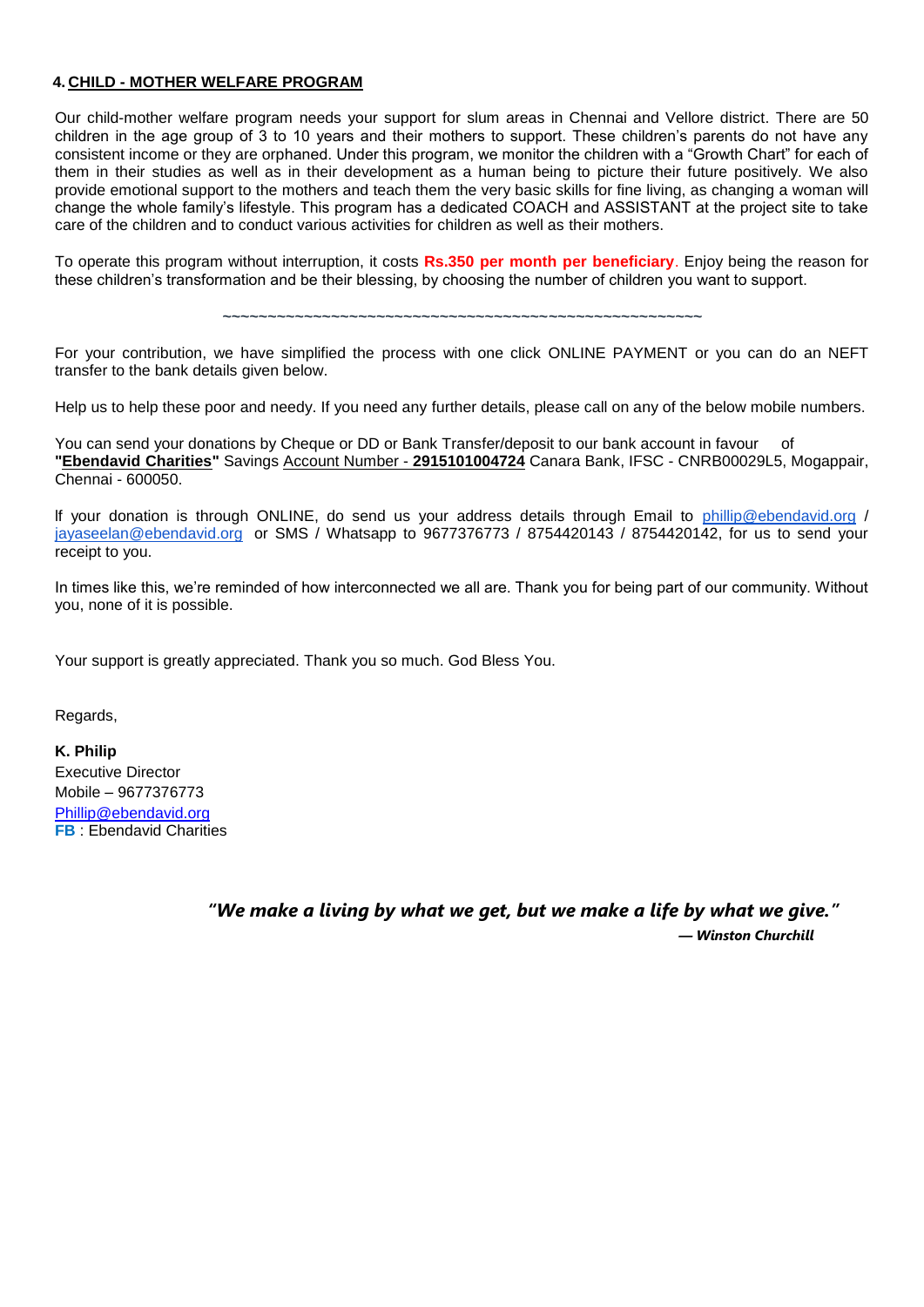#### 4. CHILD - MOTHER WELFARE PROGRAM

Our child-mother welfare program needs your support for slum areas in Chennai and Vellore district. There are 50 children in the age group of 3 to 10 years and their mothers to support. These children's parents do not have any consistent income or they are orphaned. Under this program, we monitor the children with a "Growth Chart" for each of them in their studies as well as in their development as a human being to picture their future positively. We also provide emotional support to the mothers and teach them the very basic skills for fine living, as changing a woman will change the whole family's lifestyle. This program has a dedicated COACH and ASSISTANT at the project site to take care of the children and to conduct various activities for children as well as their mothers.

To operate this program without interruption, it costs **Rs.350 per month per beneficiary**. Enjoy being the reason for these children's transformation and be their blessing, by choosing the number of children you want to support.

~~~~~~~~~~~~~~~~~~~~~~~~~~~~~~~~~~~~~~~~~~~~~~~~~~~~~~~~~~~~

For your contribution, we have simplified the process with one click ONLINE PAYMENT or you can do an NEFT transfer to the bank details given below.

Help us to help these poor and needy. If you need any further details, please call on any of the below mobile numbers.

You can send your donations by Cheque or DD or Bank Transfer/deposit to our bank account in favour of **"Ebendavid Charities"** Savings Account Number - **2915101004724** Canara Bank, IFSC - CNRB00029L5, Mogappair, Chennai - 600050.

If your donation is through ONLINE, do send us your address details through Email to phillip@ebendavid.org / jayaseelan@ebendavid.org or SMS / Whatsapp to 9677376773 / 8754420143 / 8754420142, for us to send your receipt to you.

In times like this, we're reminded of how interconnected we all are. Thank you for being part of our community. Without you, none of it is possible.

Your support is greatly appreciated. Thank you so much. God Bless You.

Regards,

**K. Philip**
Executive Director
Mobile – 9677376773
Phillip@ebendavid.org
**FB** : Ebendavid Charities

***"We make a living by what we get, but we make a life by what we give."***
***— Winston Churchill***